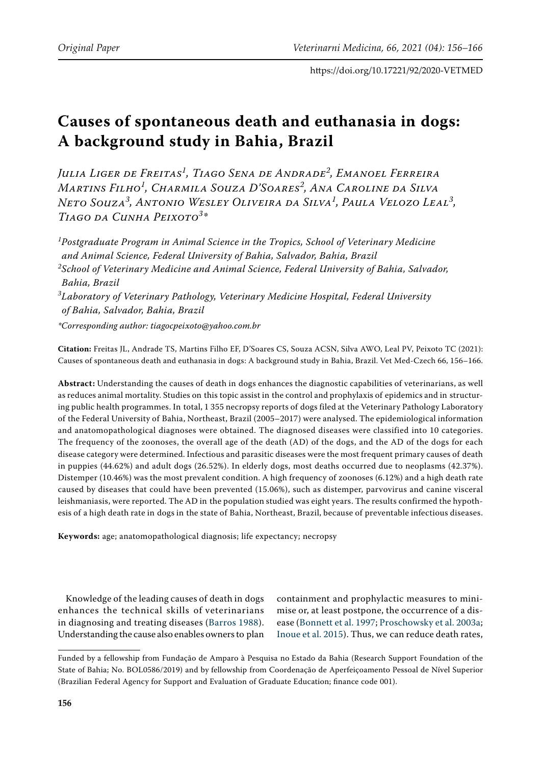https://doi.org/10.17221/92/2020-VETMED

# Causes of spontaneous death and euthanasia in dogs: A background study in Bahia, Brazil

*Julia Liger de Freitas[1], Tiago Sena de Andrade[2], Emanoel Ferreira Martins Filho[1], Charmila Souza D'Soares[2], Ana Caroline da Silva Neto Souza[3], Antonio Wesley Oliveira da Silva[1], Paula Velozo Leal[3], Tiago da Cunha Peixoto[3]**

*[1]Postgraduate Program in Animal Science in the Tropics, School of Veterinary Medicine and Animal Science, Federal University of Bahia, Salvador, Bahia, Brazil*

*[2]School of Veterinary Medicine and Animal Science, Federal University of Bahia, Salvador, Bahia, Brazil*

*[3]Laboratory of Veterinary Pathology, Veterinary Medicine Hospital, Federal University of Bahia, Salvador, Bahia, Brazil*

*\*Corresponding author: tiagocpeixoto@yahoo.com.br*

**Citation:** Freitas JL, Andrade TS, Martins Filho EF, D'Soares CS, Souza ACSN, Silva AWO, Leal PV, Peixoto TC (2021): Causes of spontaneous death and euthanasia in dogs: A background study in Bahia, Brazil. Vet Med-Czech 66, 156–166.

**Abstract:** Understanding the causes of death in dogs enhances the diagnostic capabilities of veterinarians, as well as reduces animal mortality. Studies on this topic assist in the control and prophylaxis of epidemics and in structuring public health programmes. In total, 1 355 necropsy reports of dogs filed at the Veterinary Pathology Laboratory of the Federal University of Bahia, Northeast, Brazil (2005–2017) were analysed. The epidemiological information and anatomopathological diagnoses were obtained. The diagnosed diseases were classified into 10 categories. The frequency of the zoonoses, the overall age of the death (AD) of the dogs, and the AD of the dogs for each disease category were determined. Infectious and parasitic diseases were the most frequent primary causes of death in puppies (44.62%) and adult dogs (26.52%). In elderly dogs, most deaths occurred due to neoplasms (42.37%). Distemper (10.46%) was the most prevalent condition. A high frequency of zoonoses (6.12%) and a high death rate caused by diseases that could have been prevented (15.06%), such as distemper, parvovirus and canine visceral leishmaniasis, were reported. The AD in the population studied was eight years. The results confirmed the hypothesis of a high death rate in dogs in the state of Bahia, Northeast, Brazil, because of preventable infectious diseases.

**Keywords:** age; anatomopathological diagnosis; life expectancy; necropsy

Knowledge of the leading causes of death in dogs enhances the technical skills of veterinarians in diagnosing and treating diseases (Barros 1988). Understanding the cause also enables owners to plan containment and prophylactic measures to minimise or, at least postpone, the occurrence of a disease (Bonnett et al. 1997; Proschowsky et al. 2003a; Inoue et al. 2015). Thus, we can reduce death rates,

Funded by a fellowship from Fundação de Amparo à Pesquisa no Estado da Bahia (Research Support Foundation of the State of Bahia; No. BOL0586/2019) and by fellowship from Coordenação de Aperfeiçoamento Pessoal de Nível Superior (Brazilian Federal Agency for Support and Evaluation of Graduate Education; finance code 001).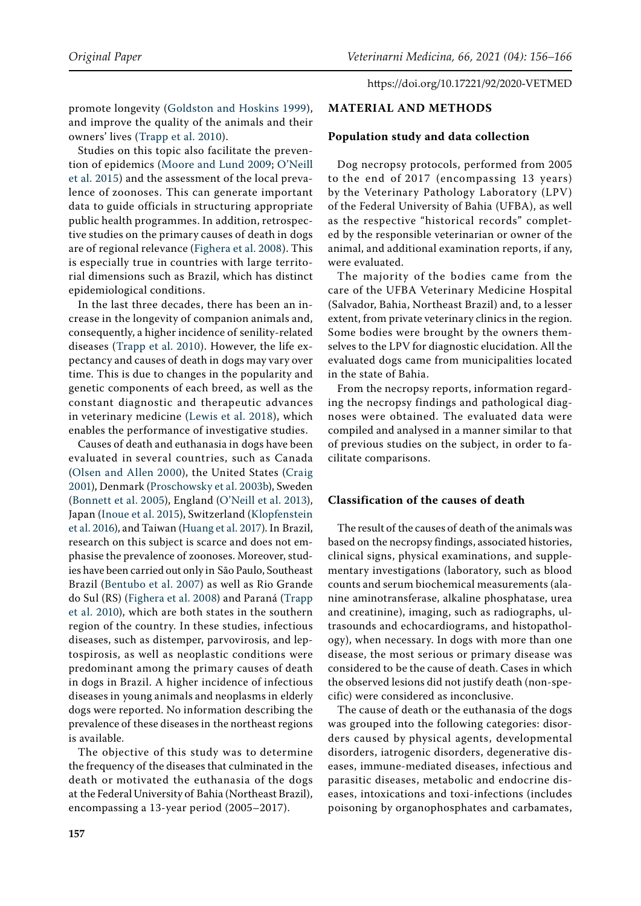promote longevity (Goldston and Hoskins 1999), and improve the quality of the animals and their owners' lives (Trapp et al. 2010).

Studies on this topic also facilitate the prevention of epidemics (Moore and Lund 2009; O'Neill et al. 2015) and the assessment of the local prevalence of zoonoses. This can generate important data to guide officials in structuring appropriate public health programmes. In addition, retrospective studies on the primary causes of death in dogs are of regional relevance (Fighera et al. 2008). This is especially true in countries with large territorial dimensions such as Brazil, which has distinct epidemiological conditions.

In the last three decades, there has been an increase in the longevity of companion animals and, consequently, a higher incidence of senility-related diseases (Trapp et al. 2010). However, the life expectancy and causes of death in dogs may vary over time. This is due to changes in the popularity and genetic components of each breed, as well as the constant diagnostic and therapeutic advances in veterinary medicine (Lewis et al. 2018), which enables the performance of investigative studies.

Causes of death and euthanasia in dogs have been evaluated in several countries, such as Canada (Olsen and Allen 2000), the United States (Craig 2001), Denmark (Proschowsky et al. 2003b), Sweden (Bonnett et al. 2005), England (O'Neill et al. 2013), Japan (Inoue et al. 2015), Switzerland (Klopfenstein et al. 2016), and Taiwan (Huang et al. 2017). In Brazil, research on this subject is scarce and does not emphasise the prevalence of zoonoses. Moreover, studies have been carried out only in São Paulo, Southeast Brazil (Bentubo et al. 2007) as well as Rio Grande do Sul (RS) (Fighera et al. 2008) and Paraná (Trapp et al. 2010), which are both states in the southern region of the country. In these studies, infectious diseases, such as distemper, parvovirosis, and leptospirosis, as well as neoplastic conditions were predominant among the primary causes of death in dogs in Brazil. A higher incidence of infectious diseases in young animals and neoplasms in elderly dogs were reported. No information describing the prevalence of these diseases in the northeast regions is available.

The objective of this study was to determine the frequency of the diseases that culminated in the death or motivated the euthanasia of the dogs at the Federal University of Bahia (Northeast Brazil), encompassing a 13-year period (2005–2017).

## MATERIAL AND METHODS

### Population study and data collection

Dog necropsy protocols, performed from 2005 to the end of 2017 (encompassing 13 years) by the Veterinary Pathology Laboratory (LPV) of the Federal University of Bahia (UFBA), as well as the respective "historical records" completed by the responsible veterinarian or owner of the animal, and additional examination reports, if any, were evaluated.

The majority of the bodies came from the care of the UFBA Veterinary Medicine Hospital (Salvador, Bahia, Northeast Brazil) and, to a lesser extent, from private veterinary clinics in the region. Some bodies were brought by the owners themselves to the LPV for diagnostic elucidation. All the evaluated dogs came from municipalities located in the state of Bahia.

From the necropsy reports, information regarding the necropsy findings and pathological diagnoses were obtained. The evaluated data were compiled and analysed in a manner similar to that of previous studies on the subject, in order to facilitate comparisons.

### Classification of the causes of death

The result of the causes of death of the animals was based on the necropsy findings, associated histories, clinical signs, physical examinations, and supplementary investigations (laboratory, such as blood counts and serum biochemical measurements (alanine aminotransferase, alkaline phosphatase, urea and creatinine), imaging, such as radiographs, ultrasounds and echocardiograms, and histopathology), when necessary. In dogs with more than one disease, the most serious or primary disease was considered to be the cause of death. Cases in which the observed lesions did not justify death (non-specific) were considered as inconclusive.

The cause of death or the euthanasia of the dogs was grouped into the following categories: disorders caused by physical agents, developmental disorders, iatrogenic disorders, degenerative diseases, immune-mediated diseases, infectious and parasitic diseases, metabolic and endocrine diseases, intoxications and toxi-infections (includes poisoning by organophosphates and carbamates,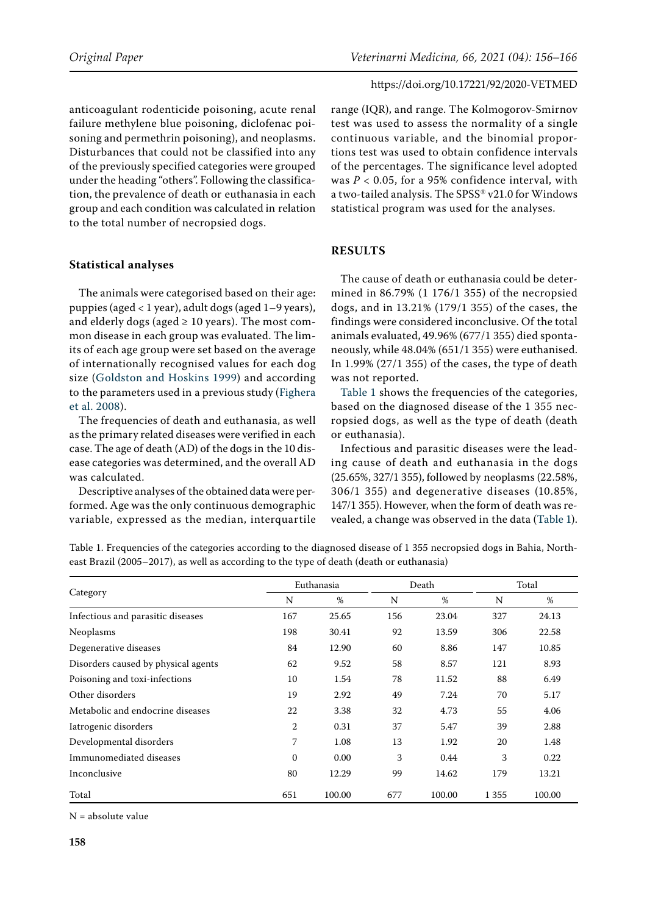anticoagulant rodenticide poisoning, acute renal failure methylene blue poisoning, diclofenac poisoning and permethrin poisoning), and neoplasms. Disturbances that could not be classified into any of the previously specified categories were grouped under the heading "others". Following the classification, the prevalence of death or euthanasia in each group and each condition was calculated in relation to the total number of necropsied dogs.

### Statistical analyses

The animals were categorised based on their age: puppies (aged < 1 year), adult dogs (aged 1–9 years), and elderly dogs (aged ≥ 10 years). The most common disease in each group was evaluated. The limits of each age group were set based on the average of internationally recognised values for each dog size (Goldston and Hoskins 1999) and according to the parameters used in a previous study (Fighera et al. 2008).

The frequencies of death and euthanasia, as well as the primary related diseases were verified in each case. The age of death (AD) of the dogs in the 10 disease categories was determined, and the overall AD was calculated.

Descriptive analyses of the obtained data were performed. Age was the only continuous demographic variable, expressed as the median, interquartile range (IQR), and range. The Kolmogorov-Smirnov test was used to assess the normality of a single continuous variable, and the binomial proportions test was used to obtain confidence intervals of the percentages. The significance level adopted was $P < 0.05$, for a 95% confidence interval, with a two-tailed analysis. The SPSS® v21.0 for Windows statistical program was used for the analyses.

## RESULTS

The cause of death or euthanasia could be determined in 86.79% (1 176/1 355) of the necropsied dogs, and in 13.21% (179/1 355) of the cases, the findings were considered inconclusive. Of the total animals evaluated, 49.96% (677/1 355) died spontaneously, while 48.04% (651/1 355) were euthanised. In 1.99% (27/1 355) of the cases, the type of death was not reported.

Table 1 shows the frequencies of the categories, based on the diagnosed disease of the 1 355 necropsied dogs, as well as the type of death (death or euthanasia).

Infectious and parasitic diseases were the leading cause of death and euthanasia in the dogs (25.65%, 327/1 355), followed by neoplasms (22.58%, 306/1 355) and degenerative diseases (10.85%, 147/1 355). However, when the form of death was revealed, a change was observed in the data (Table 1).

Table 1. Frequencies of the categories according to the diagnosed disease of 1 355 necropsied dogs in Bahia, Northeast Brazil (2005–2017), as well as according to the type of death (death or euthanasia)

| Category | Euthanasia | | Death | | Total | |
|---|---|---|---|---|---|---|
| | N | % | N | % | N | % |
| Infectious and parasitic diseases | 167 | 25.65 | 156 | 23.04 | 327 | 24.13 |
| Neoplasms | 198 | 30.41 | 92 | 13.59 | 306 | 22.58 |
| Degenerative diseases | 84 | 12.90 | 60 | 8.86 | 147 | 10.85 |
| Disorders caused by physical agents | 62 | 9.52 | 58 | 8.57 | 121 | 8.93 |
| Poisoning and toxi-infections | 10 | 1.54 | 78 | 11.52 | 88 | 6.49 |
| Other disorders | 19 | 2.92 | 49 | 7.24 | 70 | 5.17 |
| Metabolic and endocrine diseases | 22 | 3.38 | 32 | 4.73 | 55 | 4.06 |
| Iatrogenic disorders | 2 | 0.31 | 37 | 5.47 | 39 | 2.88 |
| Developmental disorders | 7 | 1.08 | 13 | 1.92 | 20 | 1.48 |
| Immunomediated diseases | 0 | 0.00 | 3 | 0.44 | 3 | 0.22 |
| Inconclusive | 80 | 12.29 | 99 | 14.62 | 179 | 13.21 |
| Total | 651 | 100.00 | 677 | 100.00 | 1 355 | 100.00 |

N = absolute value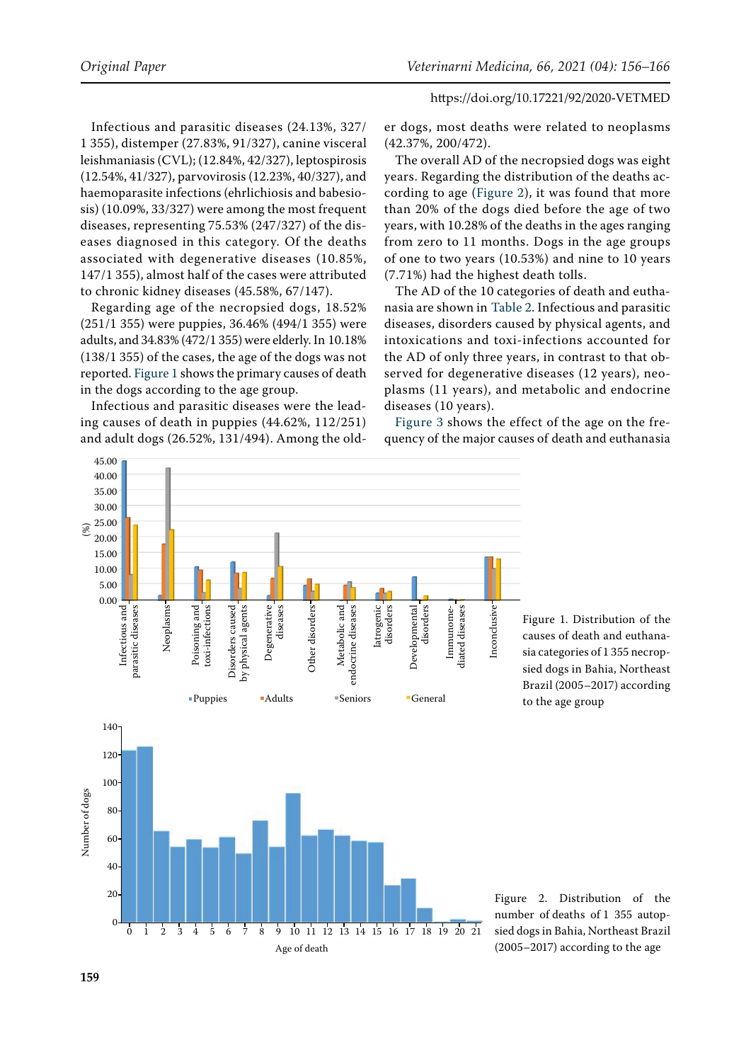Infectious and parasitic diseases (24.13%, 327/1 355), distemper (27.83%, 91/327), canine visceral leishmaniasis (CVL); (12.84%, 42/327), leptospirosis (12.54%, 41/327), parvovirosis (12.23%, 40/327), and haemoparasite infections (ehrlichiosis and babesiosis) (10.09%, 33/327) were among the most frequent diseases, representing 75.53% (247/327) of the diseases diagnosed in this category. Of the deaths associated with degenerative diseases (10.85%, 147/1 355), almost half of the cases were attributed to chronic kidney diseases (45.58%, 67/147).

Regarding age of the necropsied dogs, 18.52% (251/1 355) were puppies, 36.46% (494/1 355) were adults, and 34.83% (472/1 355) were elderly. In 10.18% (138/1 355) of the cases, the age of the dogs was not reported. Figure 1 shows the primary causes of death in the dogs according to the age group.

Infectious and parasitic diseases were the leading causes of death in puppies (44.62%, 112/251) and adult dogs (26.52%, 131/494). Among the older dogs, most deaths were related to neoplasms (42.37%, 200/472).

The overall AD of the necropsied dogs was eight years. Regarding the distribution of the deaths according to age (Figure 2), it was found that more than 20% of the dogs died before the age of two years, with 10.28% of the deaths in the ages ranging from zero to 11 months. Dogs in the age groups of one to two years (10.53%) and nine to 10 years (7.71%) had the highest death tolls.

The AD of the 10 categories of death and euthanasia are shown in Table 2. Infectious and parasitic diseases, disorders caused by physical agents, and intoxications and toxi-infections accounted for the AD of only three years, in contrast to that observed for degenerative diseases (12 years), neoplasms (11 years), and metabolic and endocrine diseases (10 years).

Figure 3 shows the effect of the age on the frequency of the major causes of death and euthanasia

(%)
45.00
40.00
35.00
30.00
25.00
20.00
15.00
10.00
5.00
0.00

Infectious and parasitic diseases
Neoplasms
Poisoning and toxi-infections
Disorders caused by physical agents
Degenerative diseases
Other disorders
Metabolic and endocrine diseases
Iatrogenic disorders
Developmental disorders
Immunomediated diseases
Inconclusive

Puppies Adults Seniors General

Figure 1. Distribution of the causes of death and euthanasia categories of 1 355 necropsied dogs in Bahia, Northeast Brazil (2005–2017) according to the age group

Number of dogs
140
120
100
80
60
40
20
0

0 1 2 3 4 5 6 7 8 9 10 11 12 13 14 15 16 17 18 19 20 21

Age of death

Figure 2. Distribution of the number of deaths of 1 355 autopsied dogs in Bahia, Northeast Brazil (2005–2017) according to the age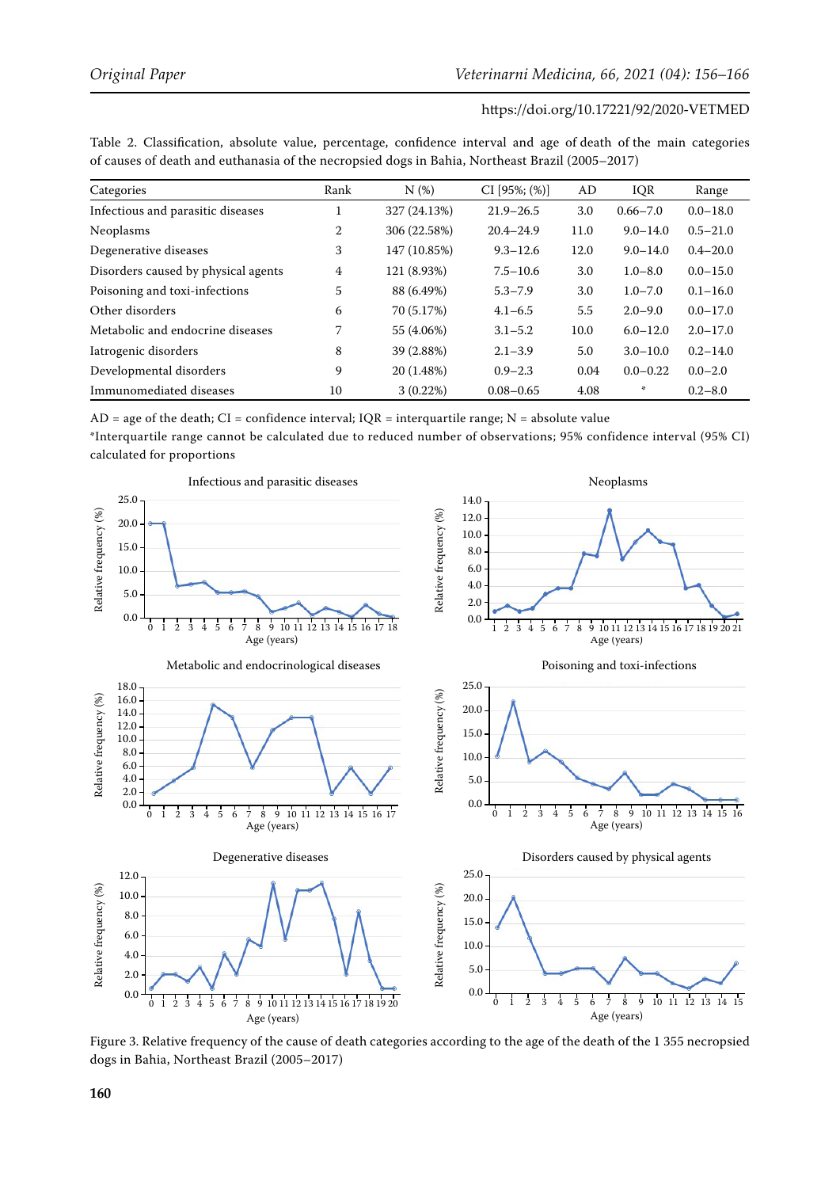Table 2. Classification, absolute value, percentage, confidence interval and age of death of the main categories of causes of death and euthanasia of the necropsied dogs in Bahia, Northeast Brazil (2005–2017)

| Categories | Rank | N (%) | CI [95%; (%)] | AD | IQR | Range |
|---|---|---|---|---|---|---|
| Infectious and parasitic diseases | 1 | 327 (24.13%) | 21.9–26.5 | 3.0 | 0.66–7.0 | 0.0–18.0 |
| Neoplasms | 2 | 306 (22.58%) | 20.4–24.9 | 11.0 | 9.0–14.0 | 0.5–21.0 |
| Degenerative diseases | 3 | 147 (10.85%) | 9.3–12.6 | 12.0 | 9.0–14.0 | 0.4–20.0 |
| Disorders caused by physical agents | 4 | 121 (8.93%) | 7.5–10.6 | 3.0 | 1.0–8.0 | 0.0–15.0 |
| Poisoning and toxi-infections | 5 | 88 (6.49%) | 5.3–7.9 | 3.0 | 1.0–7.0 | 0.1–16.0 |
| Other disorders | 6 | 70 (5.17%) | 4.1–6.5 | 5.5 | 2.0–9.0 | 0.0–17.0 |
| Metabolic and endocrine diseases | 7 | 55 (4.06%) | 3.1–5.2 | 10.0 | 6.0–12.0 | 2.0–17.0 |
| Iatrogenic disorders | 8 | 39 (2.88%) | 2.1–3.9 | 5.0 | 3.0–10.0 | 0.2–14.0 |
| Developmental disorders | 9 | 20 (1.48%) | 0.9–2.3 | 0.04 | 0.0–0.22 | 0.0–2.0 |
| Immunomediated diseases | 10 | 3 (0.22%) | 0.08–0.65 | 4.08 | * | 0.2–8.0 |

AD = age of the death; CI = confidence interval; IQR = interquartile range; N = absolute value

*Interquartile range cannot be calculated due to reduced number of observations; 95% confidence interval (95% CI) calculated for proportions

Infectious and parasitic diseases
Relative frequency (%)
25.0
20.0
15.0
10.0
5.0
0.0
0 1 2 3 4 5 6 7 8 9 10 11 12 13 14 15 16 17 18
Age (years)

Neoplasms
Relative frequency (%)
14.0
12.0
10.0
8.0
6.0
4.0
2.0
0.0
1 2 3 4 5 6 7 8 9 10 11 12 13 14 15 16 17 18 19 20 21
Age (years)

Metabolic and endocrinological diseases
Relative frequency (%)
18.0
16.0
14.0
12.0
10.0
8.0
6.0
4.0
2.0
0.0
0 1 2 3 4 5 6 7 8 9 10 11 12 13 14 15 16 17
Age (years)

Poisoning and toxi-infections
Relative frequency (%)
25.0
20.0
15.0
10.0
5.0
0.0
0 1 2 3 4 5 6 7 8 9 10 11 12 13 14 15 16
Age (years)

Degenerative diseases
Relative frequency (%)
12.0
10.0
8.0
6.0
4.0
2.0
0.0
0 1 2 3 4 5 6 7 8 9 10 11 12 13 14 15 16 17 18 19 20
Age (years)

Disorders caused by physical agents
Relative frequency (%)
25.0
20.0
15.0
10.0
5.0
0.0
0 1 2 3 4 5 6 7 8 9 10 11 12 13 14 15
Age (years)

Figure 3. Relative frequency of the cause of death categories according to the age of the death of the 1 355 necropsied dogs in Bahia, Northeast Brazil (2005–2017)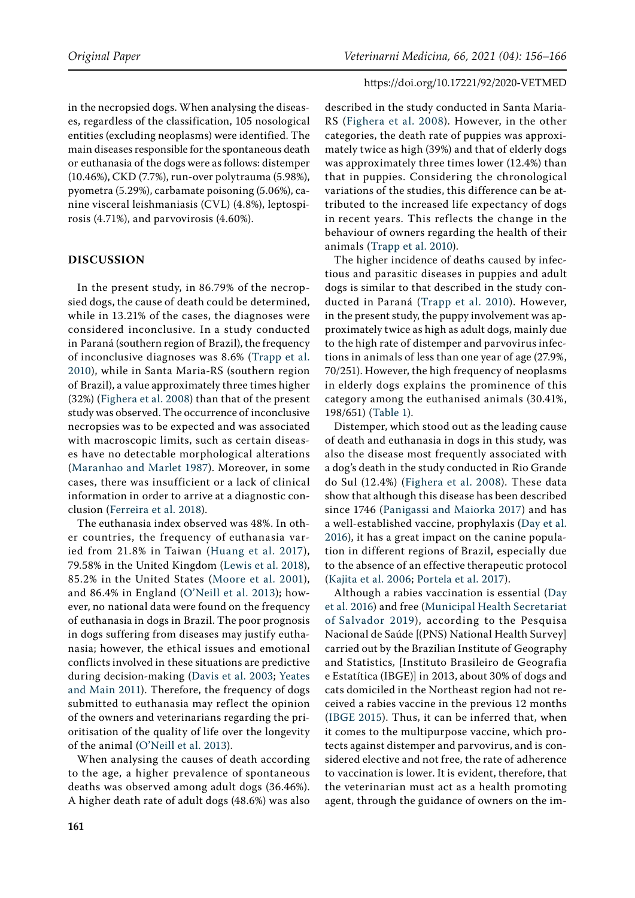in the necropsied dogs. When analysing the diseases, regardless of the classification, 105 nosological entities (excluding neoplasms) were identified. The main diseases responsible for the spontaneous death or euthanasia of the dogs were as follows: distemper (10.46%), CKD (7.7%), run-over polytrauma (5.98%), pyometra (5.29%), carbamate poisoning (5.06%), canine visceral leishmaniasis (CVL) (4.8%), leptospirosis (4.71%), and parvovirosis (4.60%).

## DISCUSSION

In the present study, in 86.79% of the necropsied dogs, the cause of death could be determined, while in 13.21% of the cases, the diagnoses were considered inconclusive. In a study conducted in Paraná (southern region of Brazil), the frequency of inconclusive diagnoses was 8.6% (Trapp et al. 2010), while in Santa Maria-RS (southern region of Brazil), a value approximately three times higher (32%) (Fighera et al. 2008) than that of the present study was observed. The occurrence of inconclusive necropsies was to be expected and was associated with macroscopic limits, such as certain diseases have no detectable morphological alterations (Maranhao and Marlet 1987). Moreover, in some cases, there was insufficient or a lack of clinical information in order to arrive at a diagnostic conclusion (Ferreira et al. 2018).

The euthanasia index observed was 48%. In other countries, the frequency of euthanasia varied from 21.8% in Taiwan (Huang et al. 2017), 79.58% in the United Kingdom (Lewis et al. 2018), 85.2% in the United States (Moore et al. 2001), and 86.4% in England (O'Neill et al. 2013); however, no national data were found on the frequency of euthanasia in dogs in Brazil. The poor prognosis in dogs suffering from diseases may justify euthanasia; however, the ethical issues and emotional conflicts involved in these situations are predictive during decision-making (Davis et al. 2003; Yeates and Main 2011). Therefore, the frequency of dogs submitted to euthanasia may reflect the opinion of the owners and veterinarians regarding the prioritisation of the quality of life over the longevity of the animal (O'Neill et al. 2013).

When analysing the causes of death according to the age, a higher prevalence of spontaneous deaths was observed among adult dogs (36.46%). A higher death rate of adult dogs (48.6%) was also described in the study conducted in Santa Maria-RS (Fighera et al. 2008). However, in the other categories, the death rate of puppies was approximately twice as high (39%) and that of elderly dogs was approximately three times lower (12.4%) than that in puppies. Considering the chronological variations of the studies, this difference can be attributed to the increased life expectancy of dogs in recent years. This reflects the change in the behaviour of owners regarding the health of their animals (Trapp et al. 2010).

The higher incidence of deaths caused by infectious and parasitic diseases in puppies and adult dogs is similar to that described in the study conducted in Paraná (Trapp et al. 2010). However, in the present study, the puppy involvement was approximately twice as high as adult dogs, mainly due to the high rate of distemper and parvovirus infections in animals of less than one year of age (27.9%, 70/251). However, the high frequency of neoplasms in elderly dogs explains the prominence of this category among the euthanised animals (30.41%, 198/651) (Table 1).

Distemper, which stood out as the leading cause of death and euthanasia in dogs in this study, was also the disease most frequently associated with a dog's death in the study conducted in Rio Grande do Sul (12.4%) (Fighera et al. 2008). These data show that although this disease has been described since 1746 (Panigassi and Maiorka 2017) and has a well-established vaccine, prophylaxis (Day et al. 2016), it has a great impact on the canine population in different regions of Brazil, especially due to the absence of an effective therapeutic protocol (Kajita et al. 2006; Portela et al. 2017).

Although a rabies vaccination is essential (Day et al. 2016) and free (Municipal Health Secretariat of Salvador 2019), according to the Pesquisa Nacional de Saúde [(PNS) National Health Survey] carried out by the Brazilian Institute of Geography and Statistics, [Instituto Brasileiro de Geografia e Estatística (IBGE)] in 2013, about 30% of dogs and cats domiciled in the Northeast region had not received a rabies vaccine in the previous 12 months (IBGE 2015). Thus, it can be inferred that, when it comes to the multipurpose vaccine, which protects against distemper and parvovirus, and is considered elective and not free, the rate of adherence to vaccination is lower. It is evident, therefore, that the veterinarian must act as a health promoting agent, through the guidance of owners on the im-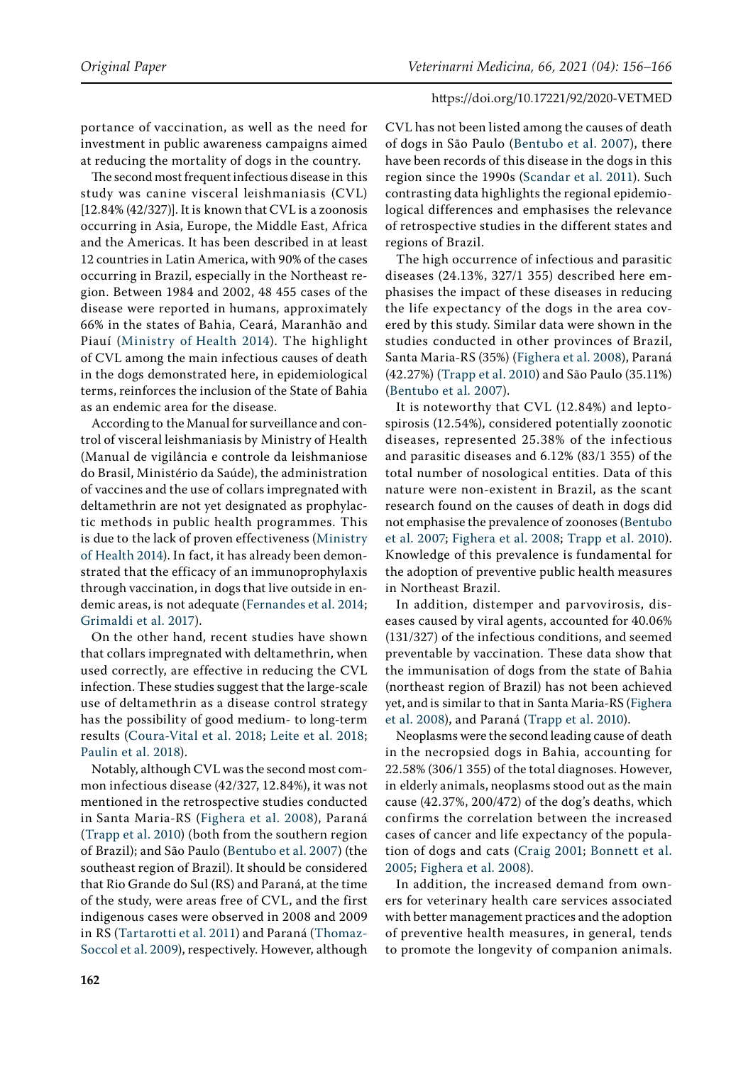portance of vaccination, as well as the need for investment in public awareness campaigns aimed at reducing the mortality of dogs in the country.

The second most frequent infectious disease in this study was canine visceral leishmaniasis (CVL) [12.84% (42/327)]. It is known that CVL is a zoonosis occurring in Asia, Europe, the Middle East, Africa and the Americas. It has been described in at least 12 countries in Latin America, with 90% of the cases occurring in Brazil, especially in the Northeast region. Between 1984 and 2002, 48 455 cases of the disease were reported in humans, approximately 66% in the states of Bahia, Ceará, Maranhão and Piauí (Ministry of Health 2014). The highlight of CVL among the main infectious causes of death in the dogs demonstrated here, in epidemiological terms, reinforces the inclusion of the State of Bahia as an endemic area for the disease.

According to the Manual for surveillance and control of visceral leishmaniasis by Ministry of Health (Manual de vigilância e controle da leishmaniose do Brasil, Ministério da Saúde), the administration of vaccines and the use of collars impregnated with deltamethrin are not yet designated as prophylactic methods in public health programmes. This is due to the lack of proven effectiveness (Ministry of Health 2014). In fact, it has already been demonstrated that the efficacy of an immunoprophylaxis through vaccination, in dogs that live outside in endemic areas, is not adequate (Fernandes et al. 2014; Grimaldi et al. 2017).

On the other hand, recent studies have shown that collars impregnated with deltamethrin, when used correctly, are effective in reducing the CVL infection. These studies suggest that the large-scale use of deltamethrin as a disease control strategy has the possibility of good medium- to long-term results (Coura-Vital et al. 2018; Leite et al. 2018; Paulin et al. 2018).

Notably, although CVL was the second most common infectious disease (42/327, 12.84%), it was not mentioned in the retrospective studies conducted in Santa Maria-RS (Fighera et al. 2008), Paraná (Trapp et al. 2010) (both from the southern region of Brazil); and São Paulo (Bentubo et al. 2007) (the southeast region of Brazil). It should be considered that Rio Grande do Sul (RS) and Paraná, at the time of the study, were areas free of CVL, and the first indigenous cases were observed in 2008 and 2009 in RS (Tartarotti et al. 2011) and Paraná (Thomaz-Soccol et al. 2009), respectively. However, although CVL has not been listed among the causes of death of dogs in São Paulo (Bentubo et al. 2007), there have been records of this disease in the dogs in this region since the 1990s (Scandar et al. 2011). Such contrasting data highlights the regional epidemiological differences and emphasises the relevance of retrospective studies in the different states and regions of Brazil.

The high occurrence of infectious and parasitic diseases (24.13%, 327/1 355) described here emphasises the impact of these diseases in reducing the life expectancy of the dogs in the area covered by this study. Similar data were shown in the studies conducted in other provinces of Brazil, Santa Maria-RS (35%) (Fighera et al. 2008), Paraná (42.27%) (Trapp et al. 2010) and São Paulo (35.11%) (Bentubo et al. 2007).

It is noteworthy that CVL (12.84%) and leptospirosis (12.54%), considered potentially zoonotic diseases, represented 25.38% of the infectious and parasitic diseases and 6.12% (83/1 355) of the total number of nosological entities. Data of this nature were non-existent in Brazil, as the scant research found on the causes of death in dogs did not emphasise the prevalence of zoonoses (Bentubo et al. 2007; Fighera et al. 2008; Trapp et al. 2010). Knowledge of this prevalence is fundamental for the adoption of preventive public health measures in Northeast Brazil.

In addition, distemper and parvovirosis, diseases caused by viral agents, accounted for 40.06% (131/327) of the infectious conditions, and seemed preventable by vaccination. These data show that the immunisation of dogs from the state of Bahia (northeast region of Brazil) has not been achieved yet, and is similar to that in Santa Maria-RS (Fighera et al. 2008), and Paraná (Trapp et al. 2010).

Neoplasms were the second leading cause of death in the necropsied dogs in Bahia, accounting for 22.58% (306/1 355) of the total diagnoses. However, in elderly animals, neoplasms stood out as the main cause (42.37%, 200/472) of the dog's deaths, which confirms the correlation between the increased cases of cancer and life expectancy of the population of dogs and cats (Craig 2001; Bonnett et al. 2005; Fighera et al. 2008).

In addition, the increased demand from owners for veterinary health care services associated with better management practices and the adoption of preventive health measures, in general, tends to promote the longevity of companion animals.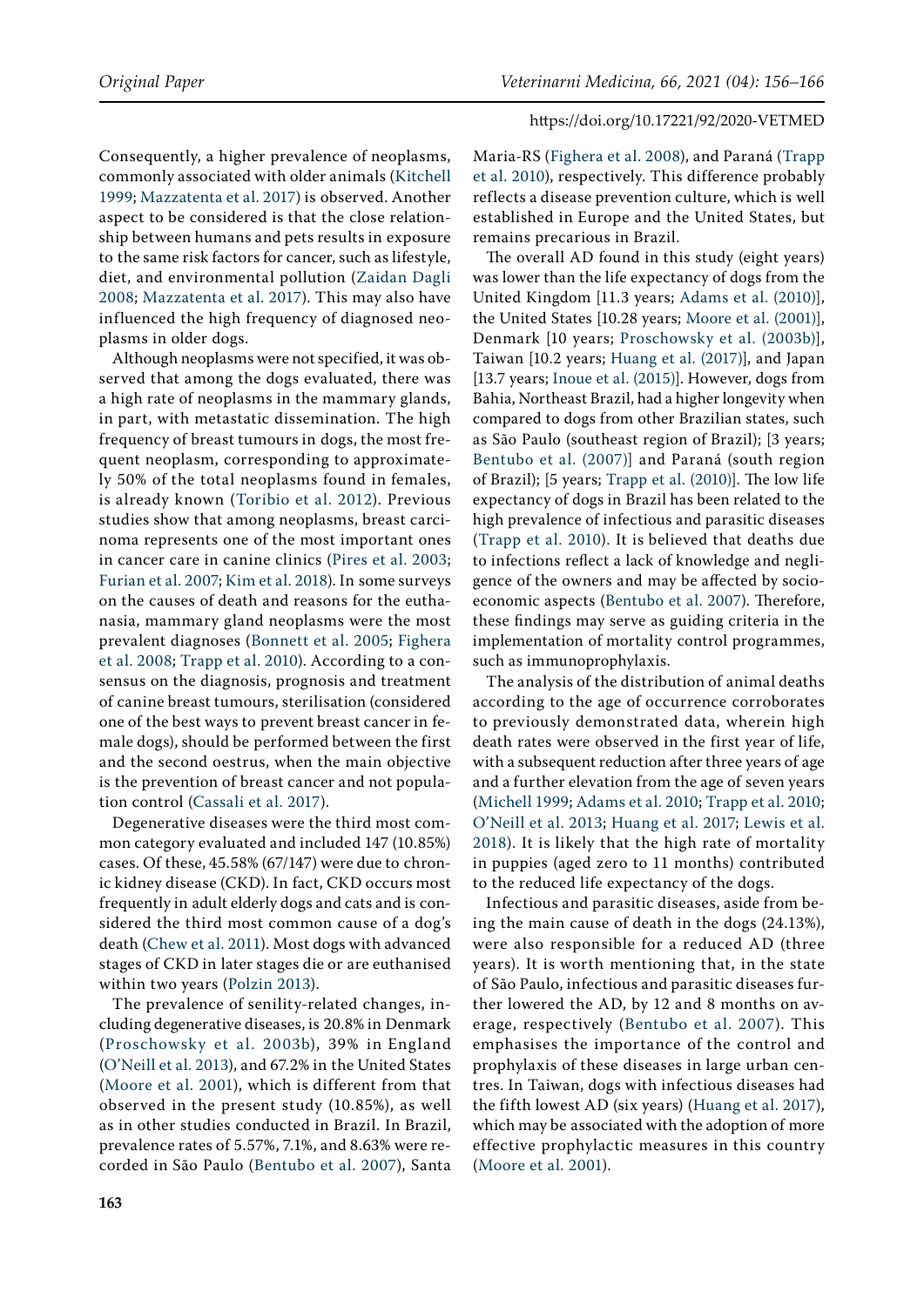Consequently, a higher prevalence of neoplasms, commonly associated with older animals (Kitchell 1999; Mazzatenta et al. 2017) is observed. Another aspect to be considered is that the close relationship between humans and pets results in exposure to the same risk factors for cancer, such as lifestyle, diet, and environmental pollution (Zaidan Dagli 2008; Mazzatenta et al. 2017). This may also have influenced the high frequency of diagnosed neoplasms in older dogs.

Although neoplasms were not specified, it was observed that among the dogs evaluated, there was a high rate of neoplasms in the mammary glands, in part, with metastatic dissemination. The high frequency of breast tumours in dogs, the most frequent neoplasm, corresponding to approximately 50% of the total neoplasms found in females, is already known (Toribio et al. 2012). Previous studies show that among neoplasms, breast carcinoma represents one of the most important ones in cancer care in canine clinics (Pires et al. 2003; Furian et al. 2007; Kim et al. 2018). In some surveys on the causes of death and reasons for the euthanasia, mammary gland neoplasms were the most prevalent diagnoses (Bonnett et al. 2005; Fighera et al. 2008; Trapp et al. 2010). According to a consensus on the diagnosis, prognosis and treatment of canine breast tumours, sterilisation (considered one of the best ways to prevent breast cancer in female dogs), should be performed between the first and the second oestrus, when the main objective is the prevention of breast cancer and not population control (Cassali et al. 2017).

Degenerative diseases were the third most common category evaluated and included 147 (10.85%) cases. Of these, 45.58% (67/147) were due to chronic kidney disease (CKD). In fact, CKD occurs most frequently in adult elderly dogs and cats and is considered the third most common cause of a dog's death (Chew et al. 2011). Most dogs with advanced stages of CKD in later stages die or are euthanised within two years (Polzin 2013).

The prevalence of senility-related changes, including degenerative diseases, is 20.8% in Denmark (Proschowsky et al. 2003b), 39% in England (O'Neill et al. 2013), and 67.2% in the United States (Moore et al. 2001), which is different from that observed in the present study (10.85%), as well as in other studies conducted in Brazil. In Brazil, prevalence rates of 5.57%, 7.1%, and 8.63% were recorded in São Paulo (Bentubo et al. 2007), Santa Maria-RS (Fighera et al. 2008), and Paraná (Trapp et al. 2010), respectively. This difference probably reflects a disease prevention culture, which is well established in Europe and the United States, but remains precarious in Brazil.

The overall AD found in this study (eight years) was lower than the life expectancy of dogs from the United Kingdom [11.3 years; Adams et al. (2010)], the United States [10.28 years; Moore et al. (2001)], Denmark [10 years; Proschowsky et al. (2003b)], Taiwan [10.2 years; Huang et al. (2017)], and Japan [13.7 years; Inoue et al. (2015)]. However, dogs from Bahia, Northeast Brazil, had a higher longevity when compared to dogs from other Brazilian states, such as São Paulo (southeast region of Brazil); [3 years; Bentubo et al. (2007)] and Paraná (south region of Brazil); [5 years; Trapp et al. (2010)]. The low life expectancy of dogs in Brazil has been related to the high prevalence of infectious and parasitic diseases (Trapp et al. 2010). It is believed that deaths due to infections reflect a lack of knowledge and negligence of the owners and may be affected by socioeconomic aspects (Bentubo et al. 2007). Therefore, these findings may serve as guiding criteria in the implementation of mortality control programmes, such as immunoprophylaxis.

The analysis of the distribution of animal deaths according to the age of occurrence corroborates to previously demonstrated data, wherein high death rates were observed in the first year of life, with a subsequent reduction after three years of age and a further elevation from the age of seven years (Michell 1999; Adams et al. 2010; Trapp et al. 2010; O'Neill et al. 2013; Huang et al. 2017; Lewis et al. 2018). It is likely that the high rate of mortality in puppies (aged zero to 11 months) contributed to the reduced life expectancy of the dogs.

Infectious and parasitic diseases, aside from being the main cause of death in the dogs (24.13%), were also responsible for a reduced AD (three years). It is worth mentioning that, in the state of São Paulo, infectious and parasitic diseases further lowered the AD, by 12 and 8 months on average, respectively (Bentubo et al. 2007). This emphasises the importance of the control and prophylaxis of these diseases in large urban centres. In Taiwan, dogs with infectious diseases had the fifth lowest AD (six years) (Huang et al. 2017), which may be associated with the adoption of more effective prophylactic measures in this country (Moore et al. 2001).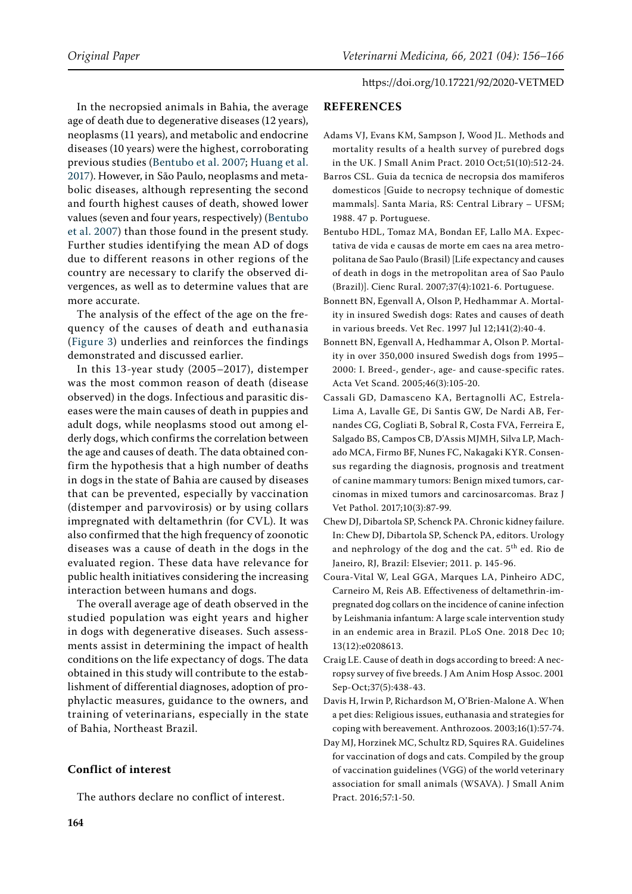In the necropsied animals in Bahia, the average age of death due to degenerative diseases (12 years), neoplasms (11 years), and metabolic and endocrine diseases (10 years) were the highest, corroborating previous studies (Bentubo et al. 2007; Huang et al. 2017). However, in São Paulo, neoplasms and metabolic diseases, although representing the second and fourth highest causes of death, showed lower values (seven and four years, respectively) (Bentubo et al. 2007) than those found in the present study. Further studies identifying the mean AD of dogs due to different reasons in other regions of the country are necessary to clarify the observed divergences, as well as to determine values that are more accurate.

The analysis of the effect of the age on the frequency of the causes of death and euthanasia (Figure 3) underlies and reinforces the findings demonstrated and discussed earlier.

In this 13-year study (2005–2017), distemper was the most common reason of death (disease observed) in the dogs. Infectious and parasitic diseases were the main causes of death in puppies and adult dogs, while neoplasms stood out among elderly dogs, which confirms the correlation between the age and causes of death. The data obtained confirm the hypothesis that a high number of deaths in dogs in the state of Bahia are caused by diseases that can be prevented, especially by vaccination (distemper and parvovirosis) or by using collars impregnated with deltamethrin (for CVL). It was also confirmed that the high frequency of zoonotic diseases was a cause of death in the dogs in the evaluated region. These data have relevance for public health initiatives considering the increasing interaction between humans and dogs.

The overall average age of death observed in the studied population was eight years and higher in dogs with degenerative diseases. Such assessments assist in determining the impact of health conditions on the life expectancy of dogs. The data obtained in this study will contribute to the establishment of differential diagnoses, adoption of prophylactic measures, guidance to the owners, and training of veterinarians, especially in the state of Bahia, Northeast Brazil.

### Conflict of interest

The authors declare no conflict of interest.

## REFERENCES

Adams VJ, Evans KM, Sampson J, Wood JL. Methods and mortality results of a health survey of purebred dogs in the UK. J Small Anim Pract. 2010 Oct;51(10):512-24.

Barros CSL. Guia da tecnica de necropsia dos mamiferos domesticos [Guide to necropsy technique of domestic mammals]. Santa Maria, RS: Central Library – UFSM; 1988. 47 p. Portuguese.

Bentubo HDL, Tomaz MA, Bondan EF, Lallo MA. Expectativa de vida e causas de morte em caes na area metropolitana de Sao Paulo (Brasil) [Life expectancy and causes of death in dogs in the metropolitan area of Sao Paulo (Brazil)]. Cienc Rural. 2007;37(4):1021-6. Portuguese.

Bonnett BN, Egenvall A, Olson P, Hedhammar A. Mortality in insured Swedish dogs: Rates and causes of death in various breeds. Vet Rec. 1997 Jul 12;141(2):40-4.

Bonnett BN, Egenvall A, Hedhammar A, Olson P. Mortality in over 350,000 insured Swedish dogs from 1995–2000: I. Breed-, gender-, age- and cause-specific rates. Acta Vet Scand. 2005;46(3):105-20.

Cassali GD, Damasceno KA, Bertagnolli AC, Estrela-Lima A, Lavalle GE, Di Santis GW, De Nardi AB, Fernandes CG, Cogliati B, Sobral R, Costa FVA, Ferreira E, Salgado BS, Campos CB, D'Assis MJMH, Silva LP, Machado MCA, Firmo BF, Nunes FC, Nakagaki KYR. Consensus regarding the diagnosis, prognosis and treatment of canine mammary tumors: Benign mixed tumors, carcinomas in mixed tumors and carcinosarcomas. Braz J Vet Pathol. 2017;10(3):87-99.

Chew DJ, Dibartola SP, Schenck PA. Chronic kidney failure. In: Chew DJ, Dibartola SP, Schenck PA, editors. Urology and nephrology of the dog and the cat. 5th ed. Rio de Janeiro, RJ, Brazil: Elsevier; 2011. p. 145-96.

Coura-Vital W, Leal GGA, Marques LA, Pinheiro ADC, Carneiro M, Reis AB. Effectiveness of deltamethrin-impregnated dog collars on the incidence of canine infection by Leishmania infantum: A large scale intervention study in an endemic area in Brazil. PLoS One. 2018 Dec 10; 13(12):e0208613.

Craig LE. Cause of death in dogs according to breed: A necropsy survey of five breeds. J Am Anim Hosp Assoc. 2001 Sep-Oct;37(5):438-43.

Davis H, Irwin P, Richardson M, O'Brien-Malone A. When a pet dies: Religious issues, euthanasia and strategies for coping with bereavement. Anthrozoos. 2003;16(1):57-74.

Day MJ, Horzinek MC, Schultz RD, Squires RA. Guidelines for vaccination of dogs and cats. Compiled by the group of vaccination guidelines (VGG) of the world veterinary association for small animals (WSAVA). J Small Anim Pract. 2016;57:1-50.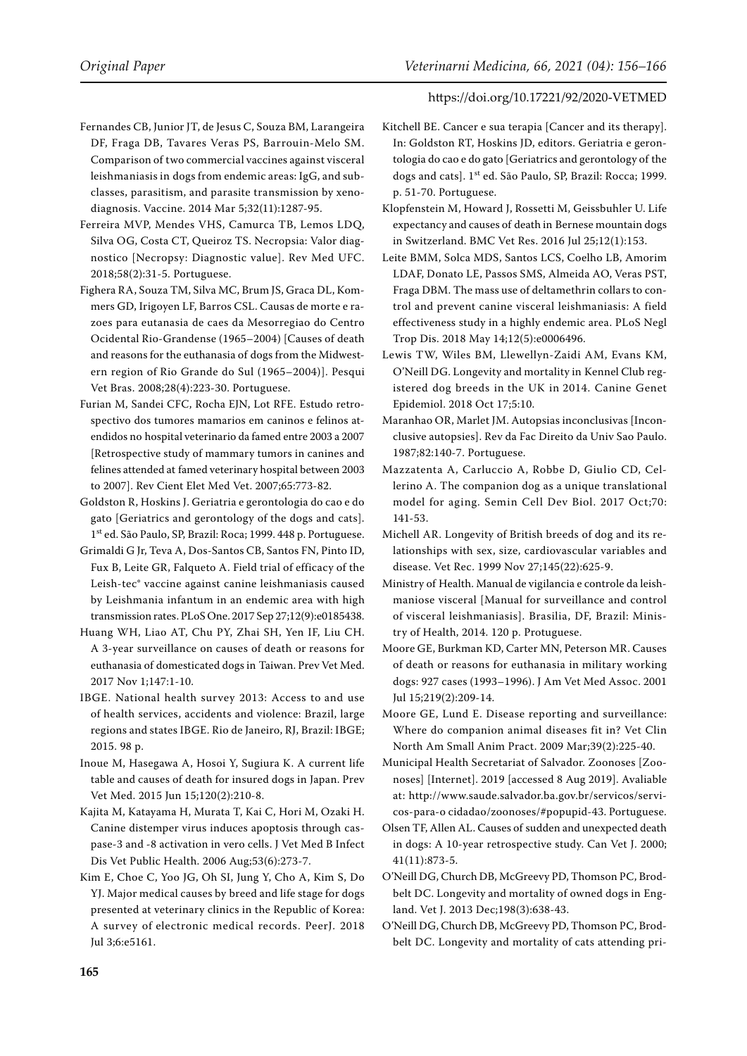Fernandes CB, Junior JT, de Jesus C, Souza BM, Larangeira DF, Fraga DB, Tavares Veras PS, Barrouin-Melo SM. Comparison of two commercial vaccines against visceral leishmaniasis in dogs from endemic areas: IgG, and subclasses, parasitism, and parasite transmission by xenodiagnosis. Vaccine. 2014 Mar 5;32(11):1287-95.

Ferreira MVP, Mendes VHS, Camurca TB, Lemos LDQ, Silva OG, Costa CT, Queiroz TS. Necropsia: Valor diagnostico [Necropsy: Diagnostic value]. Rev Med UFC. 2018;58(2):31-5. Portuguese.

Fighera RA, Souza TM, Silva MC, Brum JS, Graca DL, Kommers GD, Irigoyen LF, Barros CSL. Causas de morte e razoes para eutanasia de caes da Mesorregiao do Centro Ocidental Rio-Grandense (1965–2004) [Causes of death and reasons for the euthanasia of dogs from the Midwestern region of Rio Grande do Sul (1965–2004)]. Pesqui Vet Bras. 2008;28(4):223-30. Portuguese.

Furian M, Sandei CFC, Rocha EJN, Lot RFE. Estudo retrospectivo dos tumores mamarios em caninos e felinos atendidos no hospital veterinario da famed entre 2003 a 2007 [Retrospective study of mammary tumors in canines and felines attended at famed veterinary hospital between 2003 to 2007]. Rev Cient Elet Med Vet. 2007;65:773-82.

Goldston R, Hoskins J. Geriatria e gerontologia do cao e do gato [Geriatrics and gerontology of the dogs and cats]. 1st ed. São Paulo, SP, Brazil: Roca; 1999. 448 p. Portuguese.

Grimaldi G Jr, Teva A, Dos-Santos CB, Santos FN, Pinto ID, Fux B, Leite GR, Falqueto A. Field trial of efficacy of the Leish-tec® vaccine against canine leishmaniasis caused by Leishmania infantum in an endemic area with high transmission rates. PLoS One. 2017 Sep 27;12(9):e0185438.

Huang WH, Liao AT, Chu PY, Zhai SH, Yen IF, Liu CH. A 3-year surveillance on causes of death or reasons for euthanasia of domesticated dogs in Taiwan. Prev Vet Med. 2017 Nov 1;147:1-10.

IBGE. National health survey 2013: Access to and use of health services, accidents and violence: Brazil, large regions and states IBGE. Rio de Janeiro, RJ, Brazil: IBGE; 2015. 98 p.

Inoue M, Hasegawa A, Hosoi Y, Sugiura K. A current life table and causes of death for insured dogs in Japan. Prev Vet Med. 2015 Jun 15;120(2):210-8.

Kajita M, Katayama H, Murata T, Kai C, Hori M, Ozaki H. Canine distemper virus induces apoptosis through caspase-3 and -8 activation in vero cells. J Vet Med B Infect Dis Vet Public Health. 2006 Aug;53(6):273-7.

Kim E, Choe C, Yoo JG, Oh SI, Jung Y, Cho A, Kim S, Do YJ. Major medical causes by breed and life stage for dogs presented at veterinary clinics in the Republic of Korea: A survey of electronic medical records. PeerJ. 2018 Jul 3;6:e5161.

Kitchell BE. Cancer e sua terapia [Cancer and its therapy]. In: Goldston RT, Hoskins JD, editors. Geriatria e gerontologia do cao e do gato [Geriatrics and gerontology of the dogs and cats]. 1st ed. São Paulo, SP, Brazil: Rocca; 1999. p. 51-70. Portuguese.

Klopfenstein M, Howard J, Rossetti M, Geissbuhler U. Life expectancy and causes of death in Bernese mountain dogs in Switzerland. BMC Vet Res. 2016 Jul 25;12(1):153.

Leite BMM, Solca MDS, Santos LCS, Coelho LB, Amorim LDAF, Donato LE, Passos SMS, Almeida AO, Veras PST, Fraga DBM. The mass use of deltamethrin collars to control and prevent canine visceral leishmaniasis: A field effectiveness study in a highly endemic area. PLoS Negl Trop Dis. 2018 May 14;12(5):e0006496.

Lewis TW, Wiles BM, Llewellyn-Zaidi AM, Evans KM, O'Neill DG. Longevity and mortality in Kennel Club registered dog breeds in the UK in 2014. Canine Genet Epidemiol. 2018 Oct 17;5:10.

Maranhao OR, Marlet JM. Autopsias inconclusivas [Inconclusive autopsies]. Rev da Fac Direito da Univ Sao Paulo. 1987;82:140-7. Portuguese.

Mazzatenta A, Carluccio A, Robbe D, Giulio CD, Cellerino A. The companion dog as a unique translational model for aging. Semin Cell Dev Biol. 2017 Oct;70:141-53.

Michell AR. Longevity of British breeds of dog and its relationships with sex, size, cardiovascular variables and disease. Vet Rec. 1999 Nov 27;145(22):625-9.

Ministry of Health. Manual de vigilancia e controle da leishmaniose visceral [Manual for surveillance and control of visceral leishmaniasis]. Brasilia, DF, Brazil: Ministry of Health, 2014. 120 p. Protuguese.

Moore GE, Burkman KD, Carter MN, Peterson MR. Causes of death or reasons for euthanasia in military working dogs: 927 cases (1993–1996). J Am Vet Med Assoc. 2001 Jul 15;219(2):209-14.

Moore GE, Lund E. Disease reporting and surveillance: Where do companion animal diseases fit in? Vet Clin North Am Small Anim Pract. 2009 Mar;39(2):225-40.

Municipal Health Secretariat of Salvador. Zoonoses [Zoonoses] [Internet]. 2019 [accessed 8 Aug 2019]. Avaliable at: http://www.saude.salvador.ba.gov.br/servicos/servicos-para-o cidadao/zoonoses/#popupid-43. Portuguese.

Olsen TF, Allen AL. Causes of sudden and unexpected death in dogs: A 10-year retrospective study. Can Vet J. 2000; 41(11):873-5.

O'Neill DG, Church DB, McGreevy PD, Thomson PC, Brodbelt DC. Longevity and mortality of owned dogs in England. Vet J. 2013 Dec;198(3):638-43.

O'Neill DG, Church DB, McGreevy PD, Thomson PC, Brodbelt DC. Longevity and mortality of cats attending pri-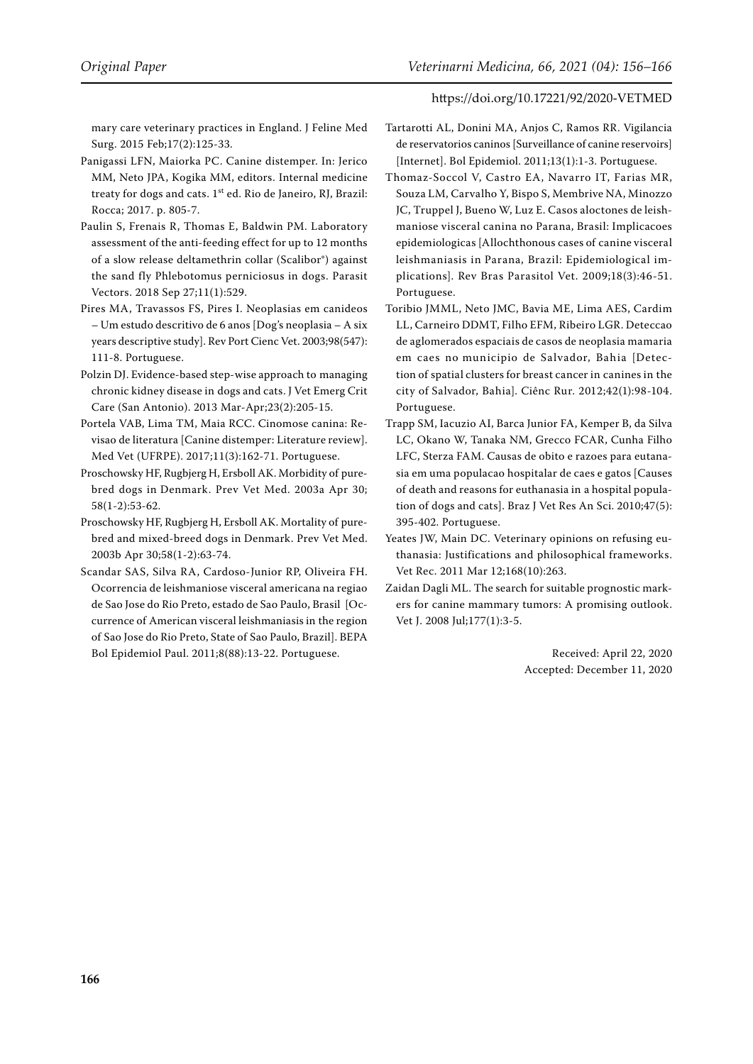mary care veterinary practices in England. J Feline Med Surg. 2015 Feb;17(2):125-33.

Panigassi LFN, Maiorka PC. Canine distemper. In: Jerico MM, Neto JPA, Kogika MM, editors. Internal medicine treaty for dogs and cats. 1st ed. Rio de Janeiro, RJ, Brazil: Rocca; 2017. p. 805-7.

Paulin S, Frenais R, Thomas E, Baldwin PM. Laboratory assessment of the anti-feeding effect for up to 12 months of a slow release deltamethrin collar (Scalibor®) against the sand fly Phlebotomus perniciosus in dogs. Parasit Vectors. 2018 Sep 27;11(1):529.

Pires MA, Travassos FS, Pires I. Neoplasias em canideos – Um estudo descritivo de 6 anos [Dog's neoplasia – A six years descriptive study]. Rev Port Cienc Vet. 2003;98(547): 111-8. Portuguese.

Polzin DJ. Evidence-based step-wise approach to managing chronic kidney disease in dogs and cats. J Vet Emerg Crit Care (San Antonio). 2013 Mar-Apr;23(2):205-15.

Portela VAB, Lima TM, Maia RCC. Cinomose canina: Revisao de literatura [Canine distemper: Literature review]. Med Vet (UFRPE). 2017;11(3):162-71. Portuguese.

Proschowsky HF, Rugbjerg H, Ersboll AK. Morbidity of purebred dogs in Denmark. Prev Vet Med. 2003a Apr 30; 58(1-2):53-62.

Proschowsky HF, Rugbjerg H, Ersboll AK. Mortality of purebred and mixed-breed dogs in Denmark. Prev Vet Med. 2003b Apr 30;58(1-2):63-74.

Scandar SAS, Silva RA, Cardoso-Junior RP, Oliveira FH. Ocorrencia de leishmaniose visceral americana na regiao de Sao Jose do Rio Preto, estado de Sao Paulo, Brasil [Occurrence of American visceral leishmaniasis in the region of Sao Jose do Rio Preto, State of Sao Paulo, Brazil]. BEPA Bol Epidemiol Paul. 2011;8(88):13-22. Portuguese.

Tartarotti AL, Donini MA, Anjos C, Ramos RR. Vigilancia de reservatorios caninos [Surveillance of canine reservoirs] [Internet]. Bol Epidemiol. 2011;13(1):1-3. Portuguese.

Thomaz-Soccol V, Castro EA, Navarro IT, Farias MR, Souza LM, Carvalho Y, Bispo S, Membrive NA, Minozzo JC, Truppel J, Bueno W, Luz E. Casos aloctones de leishmaniose visceral canina no Parana, Brasil: Implicacoes epidemiologicas [Allochthonous cases of canine visceral leishmaniasis in Parana, Brazil: Epidemiological implications]. Rev Bras Parasitol Vet. 2009;18(3):46-51. Portuguese.

Toribio JMML, Neto JMC, Bavia ME, Lima AES, Cardim LL, Carneiro DDMT, Filho EFM, Ribeiro LGR. Deteccao de aglomerados espaciais de casos de neoplasia mamaria em caes no municipio de Salvador, Bahia [Detection of spatial clusters for breast cancer in canines in the city of Salvador, Bahia]. Ciênc Rur. 2012;42(1):98-104. Portuguese.

Trapp SM, Iacuzio AI, Barca Junior FA, Kemper B, da Silva LC, Okano W, Tanaka NM, Grecco FCAR, Cunha Filho LFC, Sterza FAM. Causas de obito e razoes para eutanasia em uma populacao hospitalar de caes e gatos [Causes of death and reasons for euthanasia in a hospital population of dogs and cats]. Braz J Vet Res An Sci. 2010;47(5): 395-402. Portuguese.

Yeates JW, Main DC. Veterinary opinions on refusing euthanasia: Justifications and philosophical frameworks. Vet Rec. 2011 Mar 12;168(10):263.

Zaidan Dagli ML. The search for suitable prognostic markers for canine mammary tumors: A promising outlook. Vet J. 2008 Jul;177(1):3-5.

Received: April 22, 2020
Accepted: December 11, 2020